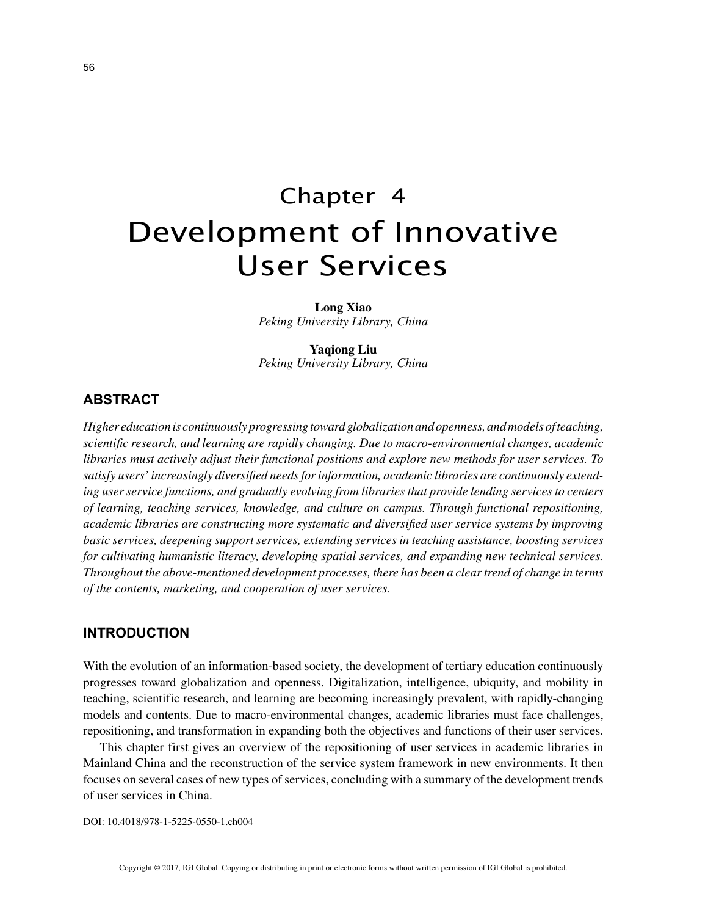# Chapter 4
# Development of Innovative User Services

**Long Xiao**
*Peking University Library, China*

**Yaqiong Liu**
*Peking University Library, China*

## ABSTRACT

*Higher education is continuously progressing toward globalization and openness, and models of teaching, scientific research, and learning are rapidly changing. Due to macro-environmental changes, academic libraries must actively adjust their functional positions and explore new methods for user services. To satisfy users' increasingly diversified needs for information, academic libraries are continuously extending user service functions, and gradually evolving from libraries that provide lending services to centers of learning, teaching services, knowledge, and culture on campus. Through functional repositioning, academic libraries are constructing more systematic and diversified user service systems by improving basic services, deepening support services, extending services in teaching assistance, boosting services for cultivating humanistic literacy, developing spatial services, and expanding new technical services. Throughout the above-mentioned development processes, there has been a clear trend of change in terms of the contents, marketing, and cooperation of user services.*

## INTRODUCTION

With the evolution of an information-based society, the development of tertiary education continuously progresses toward globalization and openness. Digitalization, intelligence, ubiquity, and mobility in teaching, scientific research, and learning are becoming increasingly prevalent, with rapidly-changing models and contents. Due to macro-environmental changes, academic libraries must face challenges, repositioning, and transformation in expanding both the objectives and functions of their user services.

This chapter first gives an overview of the repositioning of user services in academic libraries in Mainland China and the reconstruction of the service system framework in new environments. It then focuses on several cases of new types of services, concluding with a summary of the development trends of user services in China.

DOI: 10.4018/978-1-5225-0550-1.ch004

Copyright © 2017, IGI Global. Copying or distributing in print or electronic forms without written permission of IGI Global is prohibited.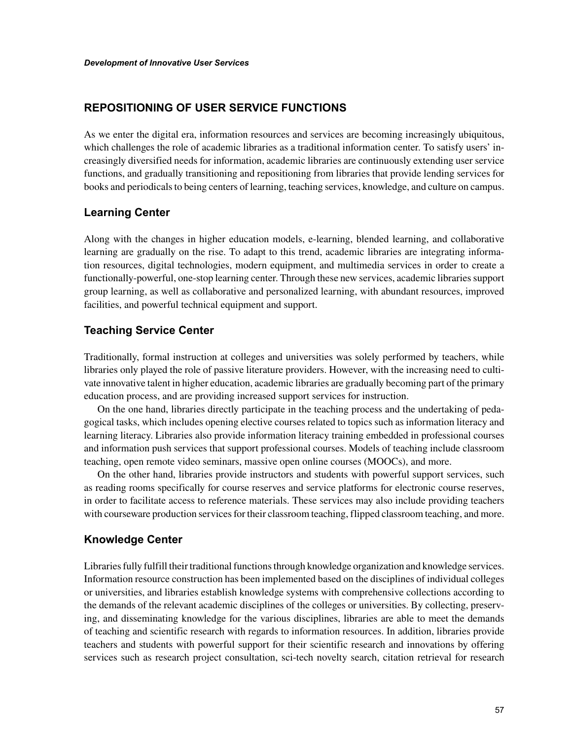## REPOSITIONING OF USER SERVICE FUNCTIONS

As we enter the digital era, information resources and services are becoming increasingly ubiquitous, which challenges the role of academic libraries as a traditional information center. To satisfy users' increasingly diversified needs for information, academic libraries are continuously extending user service functions, and gradually transitioning and repositioning from libraries that provide lending services for books and periodicals to being centers of learning, teaching services, knowledge, and culture on campus.

### Learning Center

Along with the changes in higher education models, e-learning, blended learning, and collaborative learning are gradually on the rise. To adapt to this trend, academic libraries are integrating information resources, digital technologies, modern equipment, and multimedia services in order to create a functionally-powerful, one-stop learning center. Through these new services, academic libraries support group learning, as well as collaborative and personalized learning, with abundant resources, improved facilities, and powerful technical equipment and support.

### Teaching Service Center

Traditionally, formal instruction at colleges and universities was solely performed by teachers, while libraries only played the role of passive literature providers. However, with the increasing need to cultivate innovative talent in higher education, academic libraries are gradually becoming part of the primary education process, and are providing increased support services for instruction.

On the one hand, libraries directly participate in the teaching process and the undertaking of pedagogical tasks, which includes opening elective courses related to topics such as information literacy and learning literacy. Libraries also provide information literacy training embedded in professional courses and information push services that support professional courses. Models of teaching include classroom teaching, open remote video seminars, massive open online courses (MOOCs), and more.

On the other hand, libraries provide instructors and students with powerful support services, such as reading rooms specifically for course reserves and service platforms for electronic course reserves, in order to facilitate access to reference materials. These services may also include providing teachers with courseware production services for their classroom teaching, flipped classroom teaching, and more.

### Knowledge Center

Libraries fully fulfill their traditional functions through knowledge organization and knowledge services. Information resource construction has been implemented based on the disciplines of individual colleges or universities, and libraries establish knowledge systems with comprehensive collections according to the demands of the relevant academic disciplines of the colleges or universities. By collecting, preserving, and disseminating knowledge for the various disciplines, libraries are able to meet the demands of teaching and scientific research with regards to information resources. In addition, libraries provide teachers and students with powerful support for their scientific research and innovations by offering services such as research project consultation, sci-tech novelty search, citation retrieval for research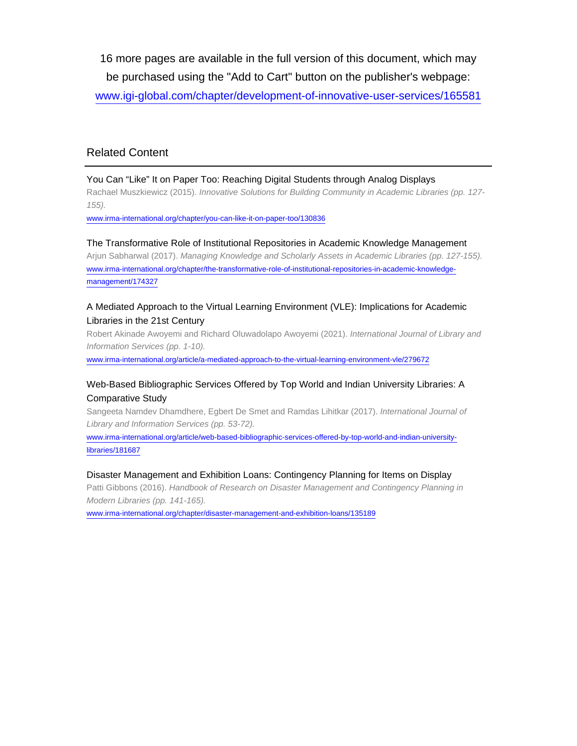16 more pages are available in the full version of this document, which may be purchased using the "Add to Cart" button on the publisher's webpage: www.igi-global.com/chapter/development-of-innovative-user-services/165581

## Related Content

You Can "Like" It on Paper Too: Reaching Digital Students through Analog Displays
Rachael Muszkiewicz (2015). *Innovative Solutions for Building Community in Academic Libraries (pp. 127-155).*
www.irma-international.org/chapter/you-can-like-it-on-paper-too/130836

The Transformative Role of Institutional Repositories in Academic Knowledge Management
Arjun Sabharwal (2017). *Managing Knowledge and Scholarly Assets in Academic Libraries (pp. 127-155).*
www.irma-international.org/chapter/the-transformative-role-of-institutional-repositories-in-academic-knowledge-management/174327

A Mediated Approach to the Virtual Learning Environment (VLE): Implications for Academic Libraries in the 21st Century
Robert Akinade Awoyemi and Richard Oluwadolapo Awoyemi (2021). *International Journal of Library and Information Services (pp. 1-10).*
www.irma-international.org/article/a-mediated-approach-to-the-virtual-learning-environment-vle/279672

Web-Based Bibliographic Services Offered by Top World and Indian University Libraries: A Comparative Study
Sangeeta Namdev Dhamdhere, Egbert De Smet and Ramdas Lihitkar (2017). *International Journal of Library and Information Services (pp. 53-72).*
www.irma-international.org/article/web-based-bibliographic-services-offered-by-top-world-and-indian-university-libraries/181687

Disaster Management and Exhibition Loans: Contingency Planning for Items on Display
Patti Gibbons (2016). *Handbook of Research on Disaster Management and Contingency Planning in Modern Libraries (pp. 141-165).*
www.irma-international.org/chapter/disaster-management-and-exhibition-loans/135189